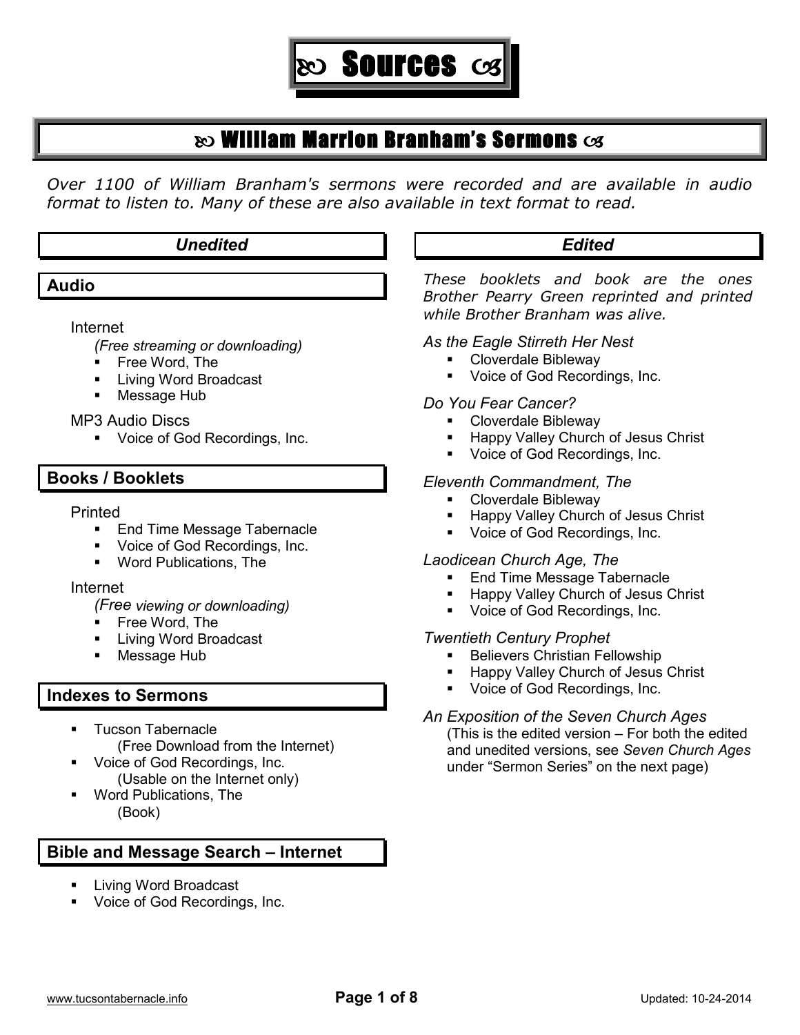# ꧁ Sources ꧂

## William Marrion Branham's Sermons

*Over 1100 of William Branham's sermons were recorded and are available in audio format to listen to. Many of these are also available in text format to read.*

### *Unedited*

#### Audio

Internet
*(Free streaming or downloading)*

- Free Word, The
- Living Word Broadcast
- Message Hub

MP3 Audio Discs

- Voice of God Recordings, Inc.

#### Books / Booklets

Printed

- End Time Message Tabernacle
- Voice of God Recordings, Inc.
- Word Publications, The

Internet
*(Free viewing or downloading)*

- Free Word, The
- Living Word Broadcast
- Message Hub

#### Indexes to Sermons

- Tucson Tabernacle
  (Free Download from the Internet)
- Voice of God Recordings, Inc.
  (Usable on the Internet only)
- Word Publications, The
  (Book)

#### Bible and Message Search – Internet

- Living Word Broadcast
- Voice of God Recordings, Inc.

### *Edited*

*These booklets and book are the ones Brother Pearry Green reprinted and printed while Brother Branham was alive.*

*As the Eagle Stirreth Her Nest*

- Cloverdale Bibleway
- Voice of God Recordings, Inc.

*Do You Fear Cancer?*

- Cloverdale Bibleway
- Happy Valley Church of Jesus Christ
- Voice of God Recordings, Inc.

*Eleventh Commandment, The*

- Cloverdale Bibleway
- Happy Valley Church of Jesus Christ
- Voice of God Recordings, Inc.

*Laodicean Church Age, The*

- End Time Message Tabernacle
- Happy Valley Church of Jesus Christ
- Voice of God Recordings, Inc.

*Twentieth Century Prophet*

- Believers Christian Fellowship
- Happy Valley Church of Jesus Christ
- Voice of God Recordings, Inc.

*An Exposition of the Seven Church Ages*
(This is the edited version – For both the edited and unedited versions, see *Seven Church Ages* under "Sermon Series" on the next page)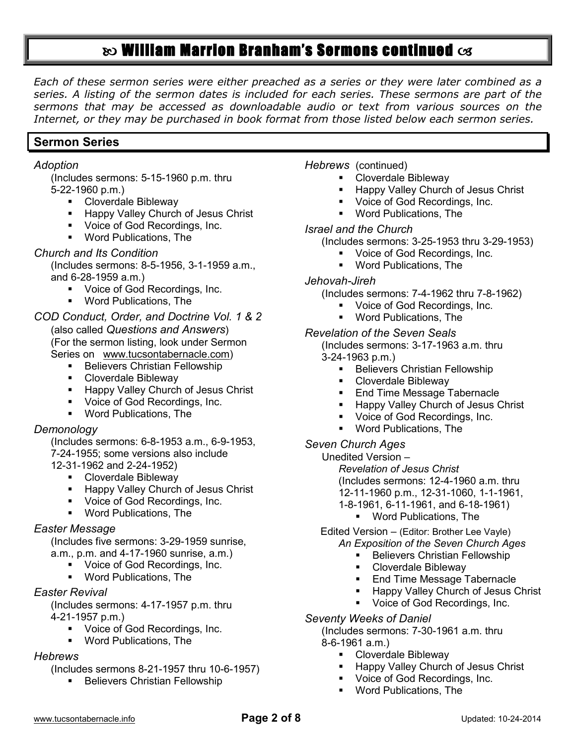# ಌ William Marrion Branham's Sermons continued ಌ

*Each of these sermon series were either preached as a series or they were later combined as a series. A listing of the sermon dates is included for each series. These sermons are part of the sermons that may be accessed as downloadable audio or text from various sources on the Internet, or they may be purchased in book format from those listed below each sermon series.*

## Sermon Series

*Adoption*

(Includes sermons: 5-15-1960 p.m. thru 5-22-1960 p.m.)

- Cloverdale Bibleway
- Happy Valley Church of Jesus Christ
- Voice of God Recordings, Inc.
- Word Publications, The

*Church and Its Condition*

(Includes sermons: 8-5-1956, 3-1-1959 a.m., and 6-28-1959 a.m.)

- Voice of God Recordings, Inc.
- Word Publications, The

*COD Conduct, Order, and Doctrine Vol. 1 & 2*

(also called *Questions and Answers*)
(For the sermon listing, look under Sermon Series on www.tucsontabernacle.com)

- Believers Christian Fellowship
- Cloverdale Bibleway
- Happy Valley Church of Jesus Christ
- Voice of God Recordings, Inc.
- Word Publications, The

*Demonology*

(Includes sermons: 6-8-1953 a.m., 6-9-1953, 7-24-1955; some versions also include 12-31-1962 and 2-24-1952)

- Cloverdale Bibleway
- Happy Valley Church of Jesus Christ
- Voice of God Recordings, Inc.
- Word Publications, The

*Easter Message*

(Includes five sermons: 3-29-1959 sunrise, a.m., p.m. and 4-17-1960 sunrise, a.m.)

- Voice of God Recordings, Inc.
- Word Publications, The

*Easter Revival*

(Includes sermons: 4-17-1957 p.m. thru 4-21-1957 p.m.)

- Voice of God Recordings, Inc.
- Word Publications, The

*Hebrews*

(Includes sermons 8-21-1957 thru 10-6-1957)

- Believers Christian Fellowship
- Cloverdale Bibleway
- Happy Valley Church of Jesus Christ
- Voice of God Recordings, Inc.
- Word Publications, The

*Israel and the Church*

(Includes sermons: 3-25-1953 thru 3-29-1953)

- Voice of God Recordings, Inc.
- Word Publications, The

*Jehovah-Jireh*

(Includes sermons: 7-4-1962 thru 7-8-1962)

- Voice of God Recordings, Inc.
- Word Publications, The

*Revelation of the Seven Seals*

(Includes sermons: 3-17-1963 a.m. thru 3-24-1963 p.m.)

- Believers Christian Fellowship
- Cloverdale Bibleway
- End Time Message Tabernacle
- Happy Valley Church of Jesus Christ
- Voice of God Recordings, Inc.
- Word Publications, The

*Seven Church Ages*

Unedited Version –
*Revelation of Jesus Christ*
(Includes sermons: 12-4-1960 a.m. thru 12-11-1960 p.m., 12-31-1060, 1-1-1961, 1-8-1961, 6-11-1961, and 6-18-1961)

- Word Publications, The

Edited Version – (Editor: Brother Lee Vayle)
*An Exposition of the Seven Church Ages*

- Believers Christian Fellowship
- Cloverdale Bibleway
- End Time Message Tabernacle
- Happy Valley Church of Jesus Christ
- Voice of God Recordings, Inc.

*Seventy Weeks of Daniel*

(Includes sermons: 7-30-1961 a.m. thru 8-6-1961 a.m.)

- Cloverdale Bibleway
- Happy Valley Church of Jesus Christ
- Voice of God Recordings, Inc.
- Word Publications, The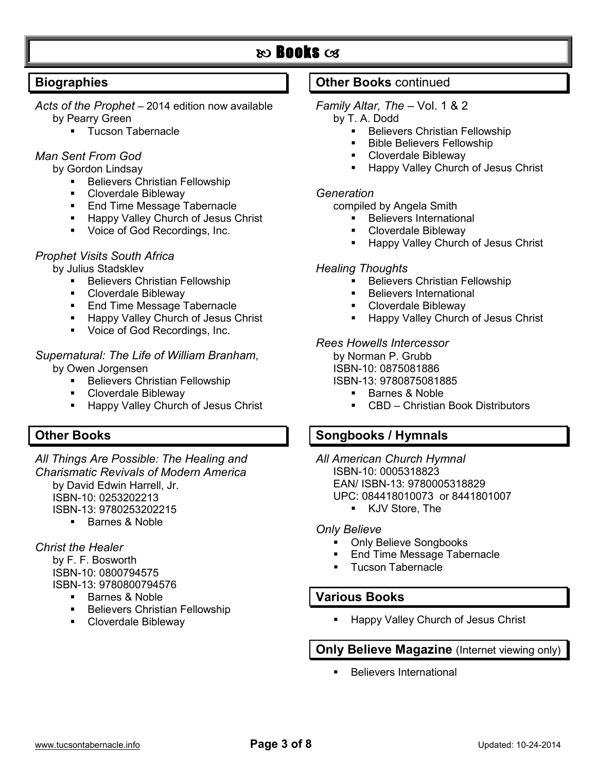# ꕥ Books ꕥ

## Biographies

*Acts of the Prophet* – 2014 edition now available
by Pearry Green

- Tucson Tabernacle

*Man Sent From God*
by Gordon Lindsay

- Believers Christian Fellowship
- Cloverdale Bibleway
- End Time Message Tabernacle
- Happy Valley Church of Jesus Christ
- Voice of God Recordings, Inc.

*Prophet Visits South Africa*
by Julius Stadsklev

- Believers Christian Fellowship
- Cloverdale Bibleway
- End Time Message Tabernacle
- Happy Valley Church of Jesus Christ
- Voice of God Recordings, Inc.

*Supernatural: The Life of William Branham*,
by Owen Jorgensen

- Believers Christian Fellowship
- Cloverdale Bibleway
- Happy Valley Church of Jesus Christ

## Other Books

*All Things Are Possible: The Healing and Charismatic Revivals of Modern America*
by David Edwin Harrell, Jr.
ISBN-10: 0253202213
ISBN-13: 9780253202215

- Barnes & Noble

*Christ the Healer*
by F. F. Bosworth
ISBN-10: 0800794575
ISBN-13: 9780800794576

- Barnes & Noble
- Believers Christian Fellowship
- Cloverdale Bibleway

## Other Books continued

*Family Altar, The* – Vol. 1 & 2
by T. A. Dodd

- Believers Christian Fellowship
- Bible Believers Fellowship
- Cloverdale Bibleway
- Happy Valley Church of Jesus Christ

*Generation*
compiled by Angela Smith

- Believers International
- Cloverdale Bibleway
- Happy Valley Church of Jesus Christ

*Healing Thoughts*

- Believers Christian Fellowship
- Believers International
- Cloverdale Bibleway
- Happy Valley Church of Jesus Christ

*Rees Howells Intercessor*
by Norman P. Grubb
ISBN-10: 0875081886
ISBN-13: 9780875081885

- Barnes & Noble
- CBD – Christian Book Distributors

## Songbooks / Hymnals

*All American Church Hymnal*
ISBN-10: 0005318823
EAN/ ISBN-13: 9780005318829
UPC: 084418010073 or 8441801007

- KJV Store, The

*Only Believe*

- Only Believe Songbooks
- End Time Message Tabernacle
- Tucson Tabernacle

## Various Books

- Happy Valley Church of Jesus Christ

## Only Believe Magazine (Internet viewing only)

- Believers International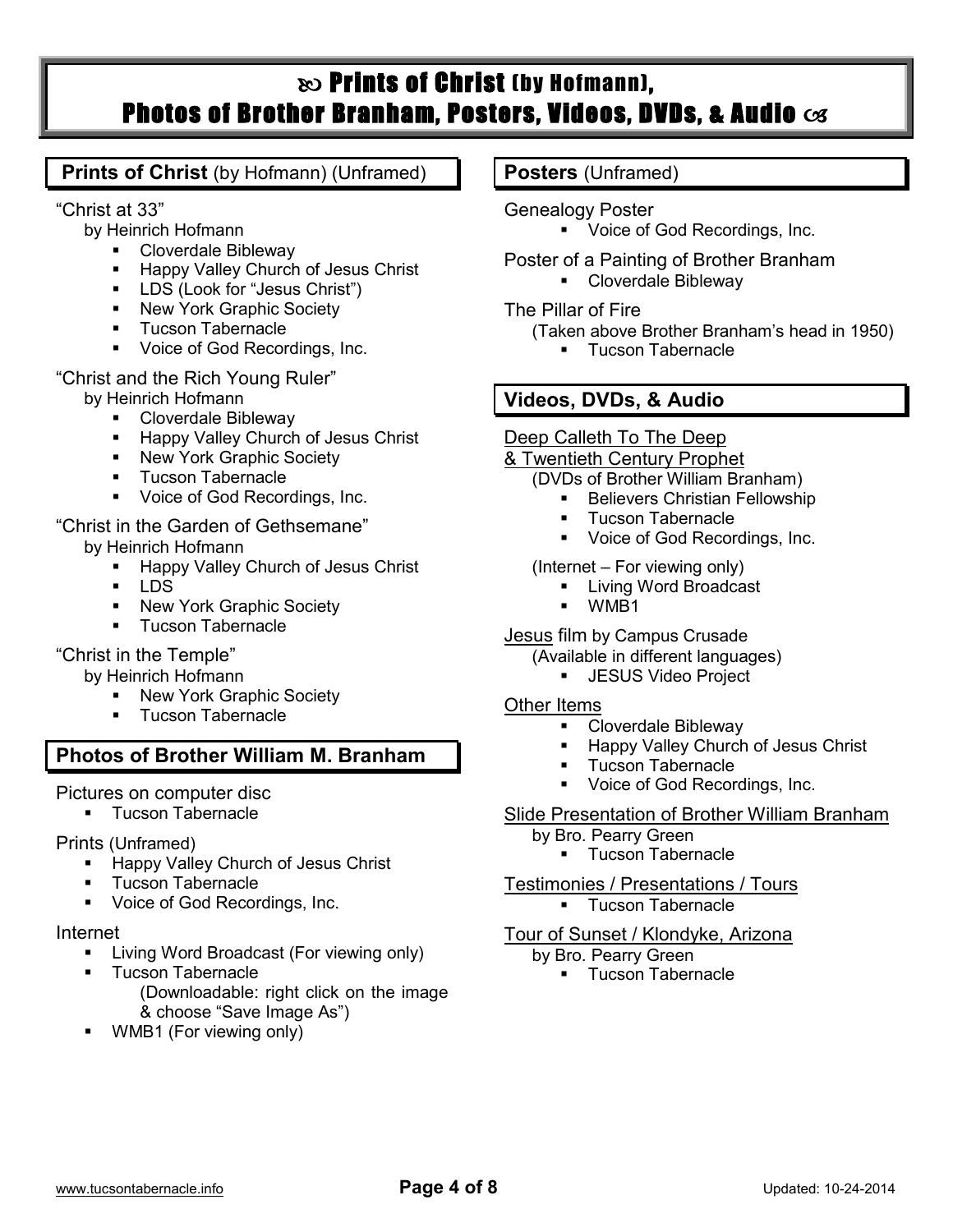# ꧁ Prints of Christ (by Hofmann), Photos of Brother Branham, Posters, Videos, DVDs, & Audio ꧂

## **Prints of Christ** (by Hofmann) (Unframed)

"Christ at 33"
by Heinrich Hofmann
- Cloverdale Bibleway
- Happy Valley Church of Jesus Christ
- LDS (Look for "Jesus Christ")
- New York Graphic Society
- Tucson Tabernacle
- Voice of God Recordings, Inc.

"Christ and the Rich Young Ruler"
by Heinrich Hofmann
- Cloverdale Bibleway
- Happy Valley Church of Jesus Christ
- New York Graphic Society
- Tucson Tabernacle
- Voice of God Recordings, Inc.

"Christ in the Garden of Gethsemane"
by Heinrich Hofmann
- Happy Valley Church of Jesus Christ
- LDS
- New York Graphic Society
- Tucson Tabernacle

"Christ in the Temple"
by Heinrich Hofmann
- New York Graphic Society
- Tucson Tabernacle

## **Photos of Brother William M. Branham**

Pictures on computer disc
- Tucson Tabernacle

Prints (Unframed)
- Happy Valley Church of Jesus Christ
- Tucson Tabernacle
- Voice of God Recordings, Inc.

Internet
- Living Word Broadcast (For viewing only)
- Tucson Tabernacle
  (Downloadable: right click on the image & choose "Save Image As")
- WMB1 (For viewing only)

## **Posters** (Unframed)

Genealogy Poster
- Voice of God Recordings, Inc.

Poster of a Painting of Brother Branham
- Cloverdale Bibleway

The Pillar of Fire
(Taken above Brother Branham's head in 1950)
- Tucson Tabernacle

## **Videos, DVDs, & Audio**

Deep Calleth To The Deep & Twentieth Century Prophet
(DVDs of Brother William Branham)
- Believers Christian Fellowship
- Tucson Tabernacle
- Voice of God Recordings, Inc.

(Internet – For viewing only)
- Living Word Broadcast
- WMB1

Jesus film by Campus Crusade
(Available in different languages)
- JESUS Video Project

Other Items
- Cloverdale Bibleway
- Happy Valley Church of Jesus Christ
- Tucson Tabernacle
- Voice of God Recordings, Inc.

Slide Presentation of Brother William Branham
by Bro. Pearry Green
- Tucson Tabernacle

Testimonies / Presentations / Tours
- Tucson Tabernacle

Tour of Sunset / Klondyke, Arizona
by Bro. Pearry Green
- Tucson Tabernacle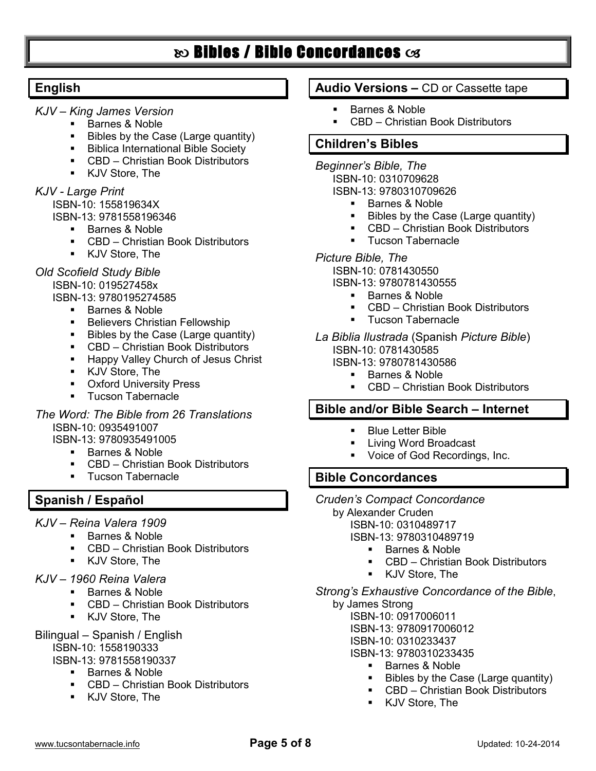# Bibles / Bible Concordances

## English

*KJV – King James Version*

- Barnes & Noble
- Bibles by the Case (Large quantity)
- Biblica International Bible Society
- CBD – Christian Book Distributors
- KJV Store, The

*KJV - Large Print*

ISBN-10: 155819634X
ISBN-13: 9781558196346

- Barnes & Noble
- CBD – Christian Book Distributors
- KJV Store, The

*Old Scofield Study Bible*

ISBN-10: 019527458x
ISBN-13: 9780195274585

- Barnes & Noble
- Believers Christian Fellowship
- Bibles by the Case (Large quantity)
- CBD – Christian Book Distributors
- Happy Valley Church of Jesus Christ
- KJV Store, The
- Oxford University Press
- Tucson Tabernacle

*The Word: The Bible from 26 Translations*

ISBN-10: 0935491007
ISBN-13: 9780935491005

- Barnes & Noble
- CBD – Christian Book Distributors
- Tucson Tabernacle

## Spanish / Español

*KJV – Reina Valera 1909*

- Barnes & Noble
- CBD – Christian Book Distributors
- KJV Store, The

*KJV – 1960 Reina Valera*

- Barnes & Noble
- CBD – Christian Book Distributors
- KJV Store, The

Bilingual – Spanish / English

ISBN-10: 1558190333
ISBN-13: 9781558190337

- Barnes & Noble
- CBD – Christian Book Distributors
- KJV Store, The

## Audio Versions – CD or Cassette tape

- Barnes & Noble
- CBD – Christian Book Distributors

## Children's Bibles

*Beginner's Bible, The*

ISBN-10: 0310709628
ISBN-13: 9780310709626

- Barnes & Noble
- Bibles by the Case (Large quantity)
- CBD – Christian Book Distributors
- Tucson Tabernacle

*Picture Bible, The*

ISBN-10: 0781430550
ISBN-13: 9780781430555

- Barnes & Noble
- CBD – Christian Book Distributors
- Tucson Tabernacle

*La Biblia Ilustrada* (Spanish *Picture Bible*)

ISBN-10: 0781430585
ISBN-13: 9780781430586

- Barnes & Noble
- CBD – Christian Book Distributors

## Bible and/or Bible Search – Internet

- Blue Letter Bible
- Living Word Broadcast
- Voice of God Recordings, Inc.

## Bible Concordances

*Cruden's Compact Concordance*

by Alexander Cruden

ISBN-10: 0310489717
ISBN-13: 9780310489719

- Barnes & Noble
- CBD – Christian Book Distributors
- KJV Store, The

*Strong's Exhaustive Concordance of the Bible*,

by James Strong

ISBN-10: 0917006011
ISBN-13: 9780917006012
ISBN-10: 0310233437
ISBN-13: 9780310233435

- Barnes & Noble
- Bibles by the Case (Large quantity)
- CBD – Christian Book Distributors
- KJV Store, The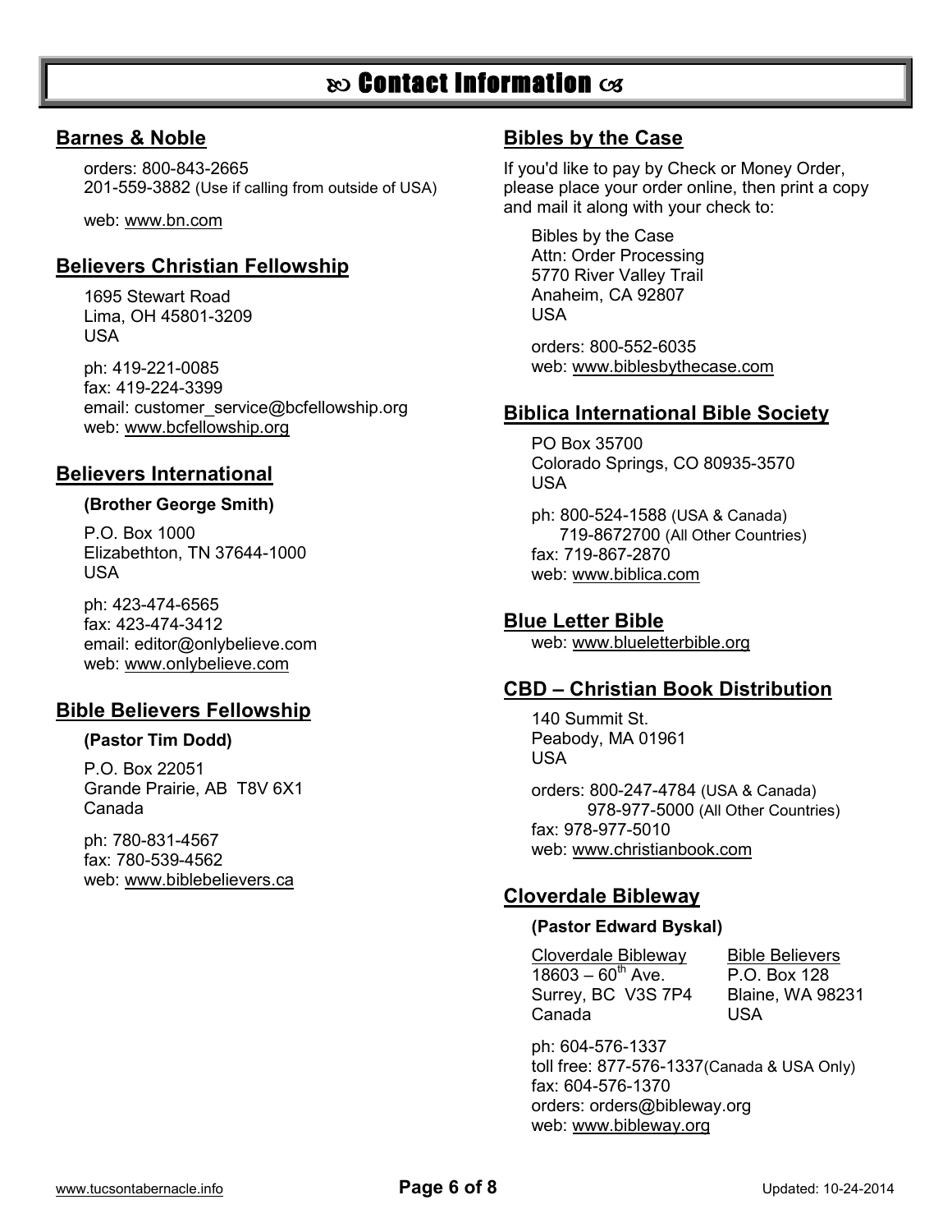# ꝏ Contact Information ꝏ

## Barnes & Noble

orders: 800-843-2665
201-559-3882 (Use if calling from outside of USA)

web: www.bn.com

## Believers Christian Fellowship

1695 Stewart Road
Lima, OH 45801-3209
USA

ph: 419-221-0085
fax: 419-224-3399
email: customer_service@bcfellowship.org
web: www.bcfellowship.org

## Believers International

**(Brother George Smith)**

P.O. Box 1000
Elizabethton, TN 37644-1000
USA

ph: 423-474-6565
fax: 423-474-3412
email: editor@onlybelieve.com
web: www.onlybelieve.com

## Bible Believers Fellowship

**(Pastor Tim Dodd)**

P.O. Box 22051
Grande Prairie, AB T8V 6X1
Canada

ph: 780-831-4567
fax: 780-539-4562
web: www.biblebelievers.ca

## Bibles by the Case

If you'd like to pay by Check or Money Order, please place your order online, then print a copy and mail it along with your check to:

Bibles by the Case
Attn: Order Processing
5770 River Valley Trail
Anaheim, CA 92807
USA

orders: 800-552-6035
web: www.biblesbythecase.com

## Biblica International Bible Society

PO Box 35700
Colorado Springs, CO 80935-3570
USA

ph: 800-524-1588 (USA & Canada)
719-8672700 (All Other Countries)
fax: 719-867-2870
web: www.biblica.com

## Blue Letter Bible

web: www.blueletterbible.org

## CBD – Christian Book Distribution

140 Summit St.
Peabody, MA 01961
USA

orders: 800-247-4784 (USA & Canada)
978-977-5000 (All Other Countries)
fax: 978-977-5010
web: www.christianbook.com

## Cloverdale Bibleway

**(Pastor Edward Byskal)**

Cloverdale Bibleway
18603 – 60th Ave.
Surrey, BC V3S 7P4
Canada

Bible Believers
P.O. Box 128
Blaine, WA 98231
USA

ph: 604-576-1337
toll free: 877-576-1337(Canada & USA Only)
fax: 604-576-1370
orders: orders@bibleway.org
web: www.bibleway.org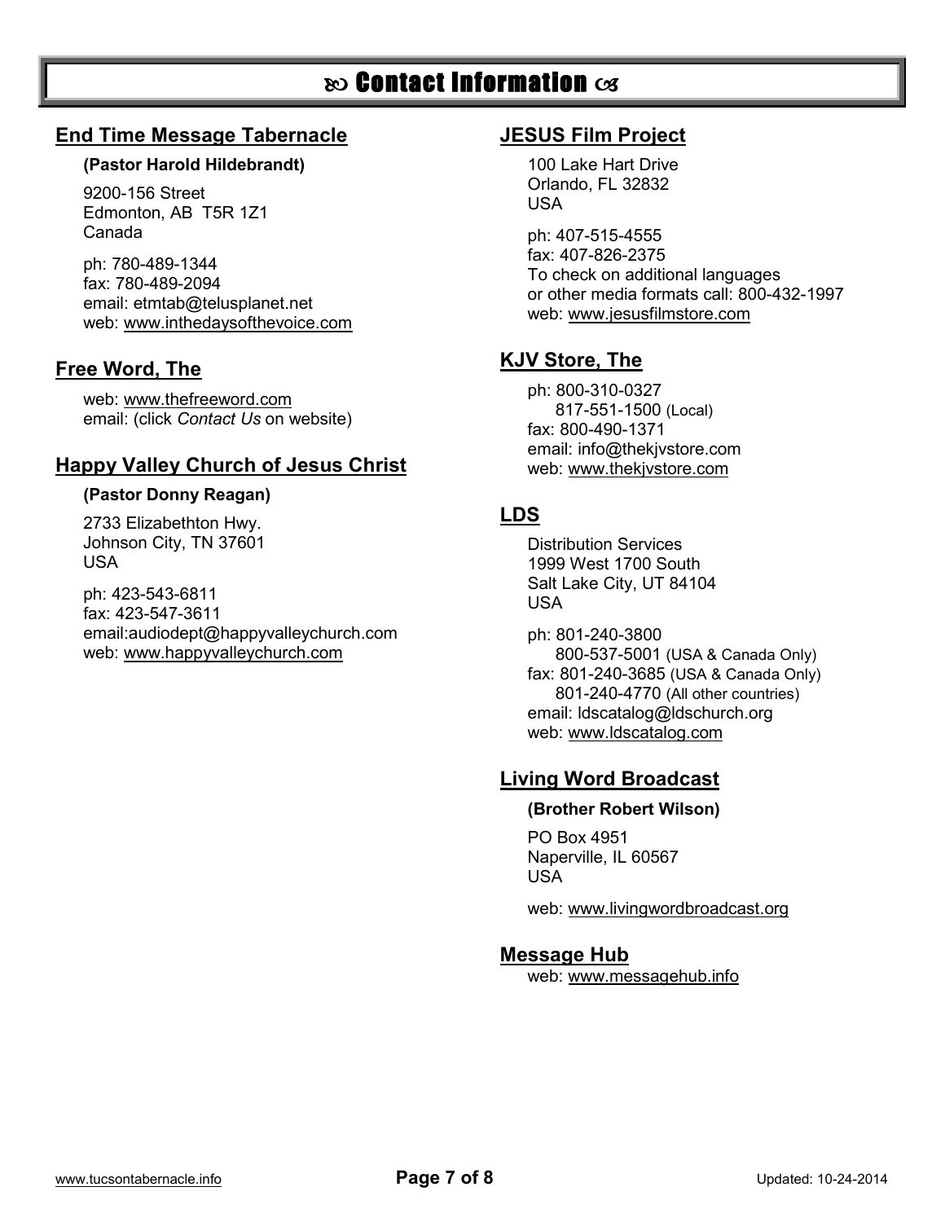# ꧁ Contact Information ꧂

## End Time Message Tabernacle

**(Pastor Harold Hildebrandt)**

9200-156 Street
Edmonton, AB T5R 1Z1
Canada

ph: 780-489-1344
fax: 780-489-2094
email: etmtab@telusplanet.net
web: www.inthedaysofthevoice.com

## Free Word, The

web: www.thefreeword.com
email: (click *Contact Us* on website)

## Happy Valley Church of Jesus Christ

**(Pastor Donny Reagan)**

2733 Elizabethton Hwy.
Johnson City, TN 37601
USA

ph: 423-543-6811
fax: 423-547-3611
email:audiodept@happyvalleychurch.com
web: www.happyvalleychurch.com

## JESUS Film Project

100 Lake Hart Drive
Orlando, FL 32832
USA

ph: 407-515-4555
fax: 407-826-2375
To check on additional languages
or other media formats call: 800-432-1997
web: www.jesusfilmstore.com

## KJV Store, The

ph: 800-310-0327
817-551-1500 (Local)
fax: 800-490-1371
email: info@thekjvstore.com
web: www.thekjvstore.com

## LDS

Distribution Services
1999 West 1700 South
Salt Lake City, UT 84104
USA

ph: 801-240-3800
800-537-5001 (USA & Canada Only)
fax: 801-240-3685 (USA & Canada Only)
801-240-4770 (All other countries)
email: ldscatalog@ldschurch.org
web: www.ldscatalog.com

## Living Word Broadcast

**(Brother Robert Wilson)**

PO Box 4951
Naperville, IL 60567
USA

web: www.livingwordbroadcast.org

## Message Hub

web: www.messagehub.info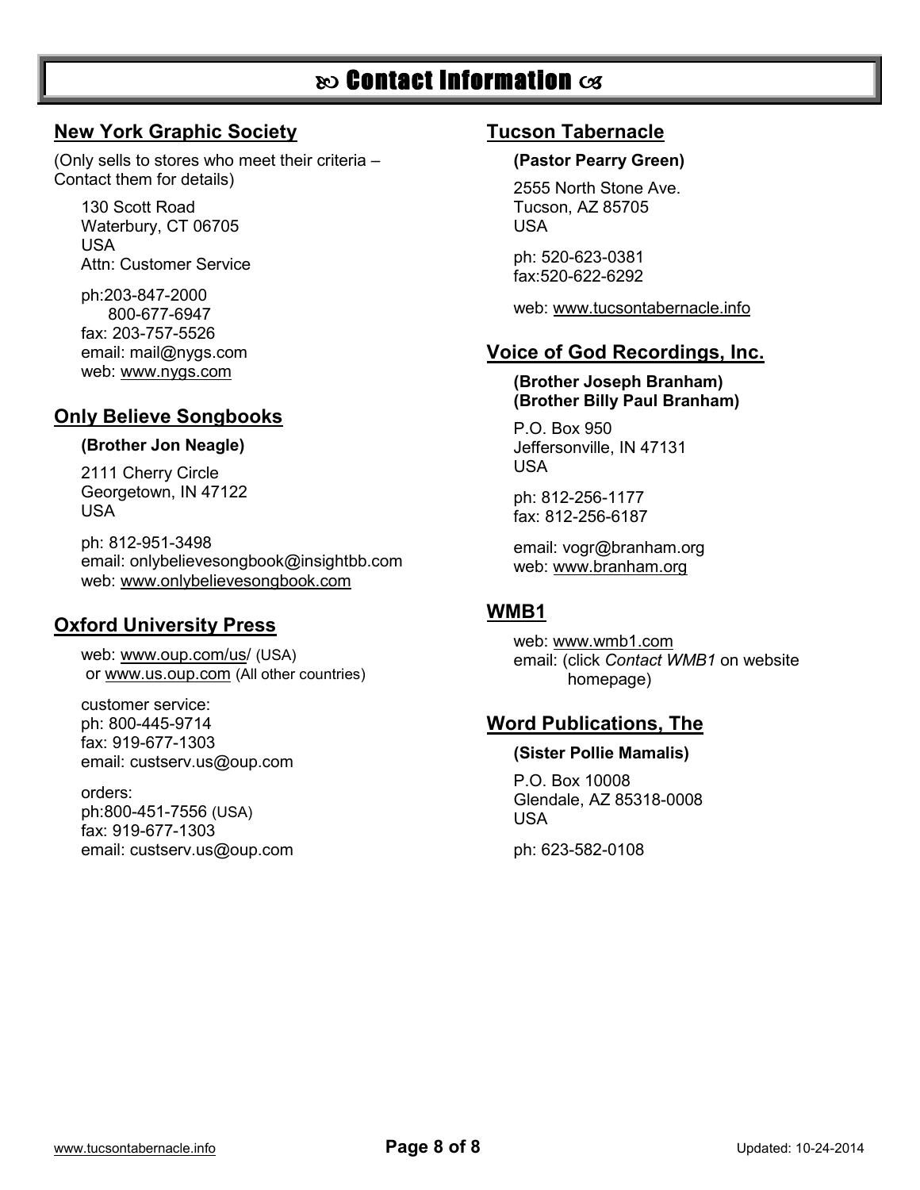# ꕥ Contact Information ꕥ

## New York Graphic Society

(Only sells to stores who meet their criteria – Contact them for details)

130 Scott Road
Waterbury, CT 06705
USA
Attn: Customer Service

ph:203-847-2000
800-677-6947
fax: 203-757-5526
email: mail@nygs.com
web: www.nygs.com

## Only Believe Songbooks

**(Brother Jon Neagle)**

2111 Cherry Circle
Georgetown, IN 47122
USA

ph: 812-951-3498
email: onlybelievesongbook@insightbb.com
web: www.onlybelievesongbook.com

## Oxford University Press

web: www.oup.com/us/ (USA)
or www.us.oup.com (All other countries)

customer service:
ph: 800-445-9714
fax: 919-677-1303
email: custserv.us@oup.com

orders:
ph:800-451-7556 (USA)
fax: 919-677-1303
email: custserv.us@oup.com

## Tucson Tabernacle

**(Pastor Pearry Green)**

2555 North Stone Ave.
Tucson, AZ 85705
USA

ph: 520-623-0381
fax:520-622-6292

web: www.tucsontabernacle.info

## Voice of God Recordings, Inc.

**(Brother Joseph Branham)**
**(Brother Billy Paul Branham)**

P.O. Box 950
Jeffersonville, IN 47131
USA

ph: 812-256-1177
fax: 812-256-6187

email: vogr@branham.org
web: www.branham.org

## WMB1

web: www.wmb1.com
email: (click *Contact WMB1* on website homepage)

## Word Publications, The

**(Sister Pollie Mamalis)**

P.O. Box 10008
Glendale, AZ 85318-0008
USA

ph: 623-582-0108